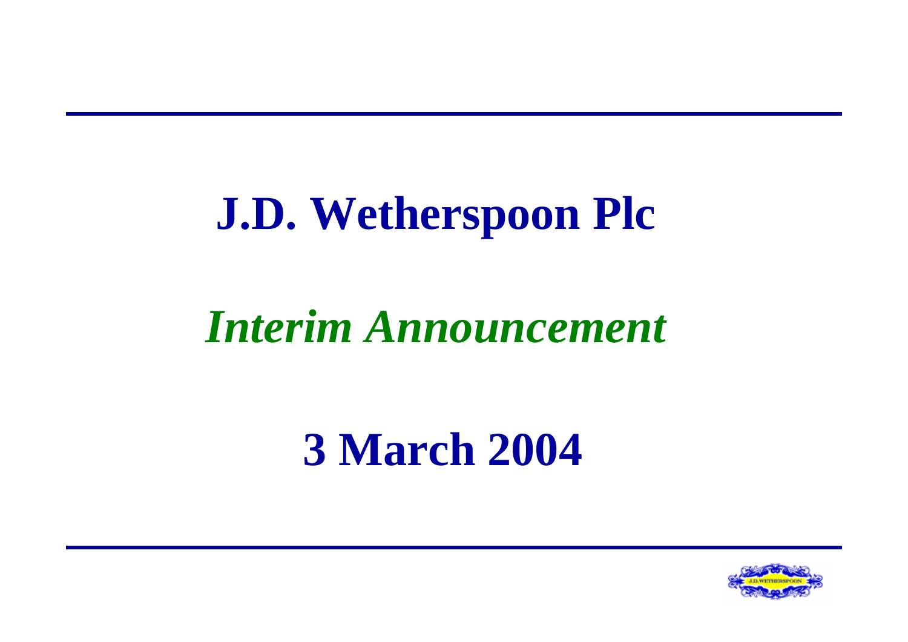# J.D. Wetherspoon Plc

*Interim Announcement*

**3 March 2004**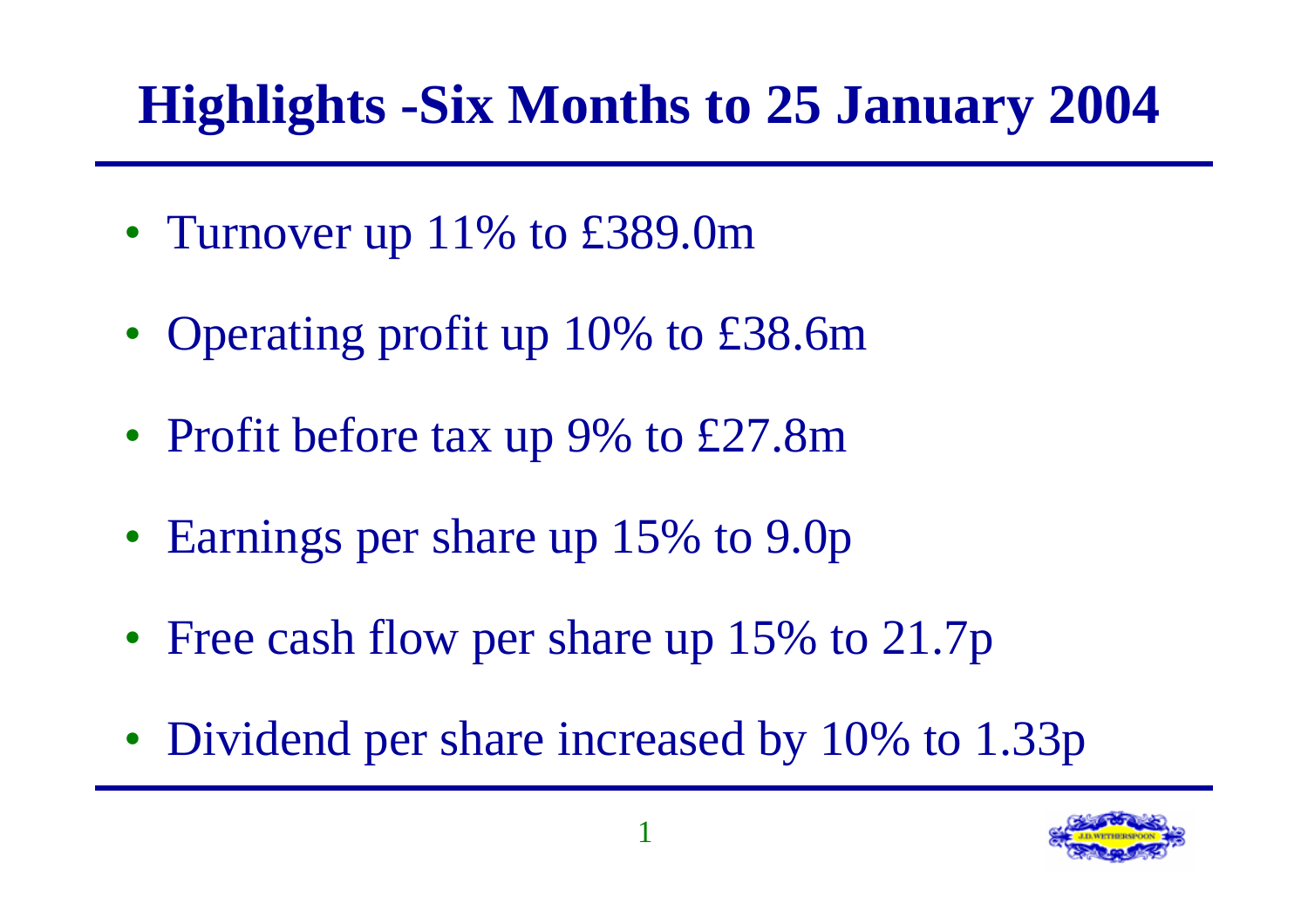# Highlights -Six Months to 25 January 2004

- Turnover up 11% to £389.0m
- Operating profit up 10% to £38.6m
- Profit before tax up 9% to £27.8m
- Earnings per share up 15% to 9.0p
- Free cash flow per share up 15% to 21.7p
- Dividend per share increased by 10% to 1.33p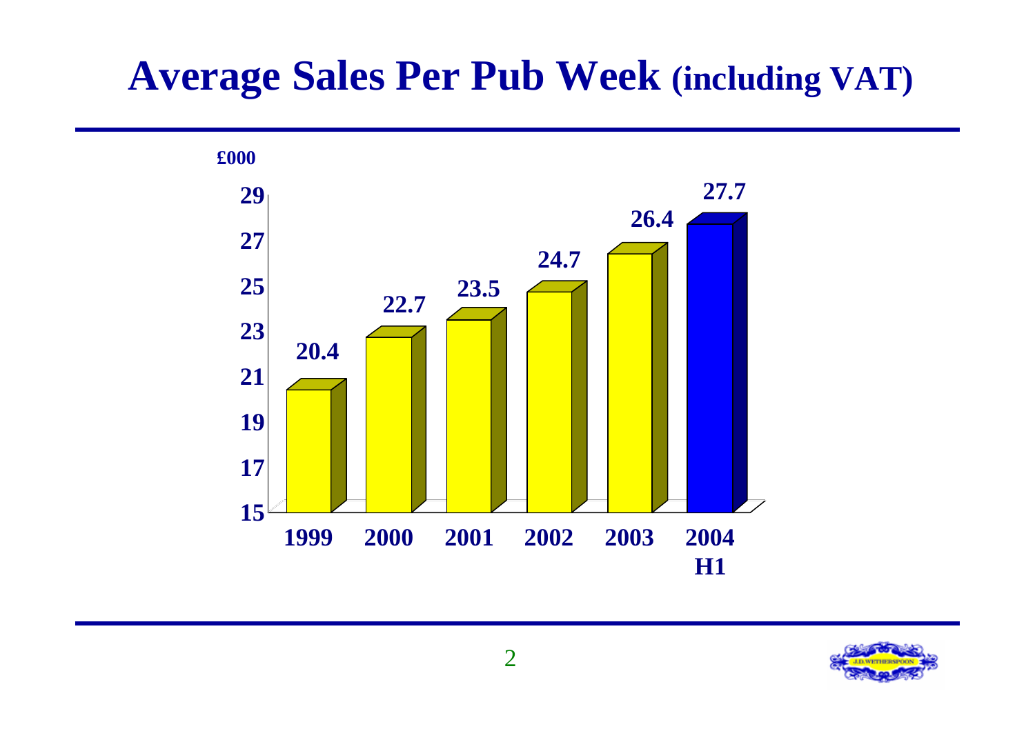# Average Sales Per Pub Week (including VAT)

£000

| Year | Average Sales Per Pub Week (£000) |
|---|---|
| 1999 | 20.4 |
| 2000 | 22.7 |
| 2001 | 23.5 |
| 2002 | 24.7 |
| 2003 | 26.4 |
| 2004 H1 | 27.7 |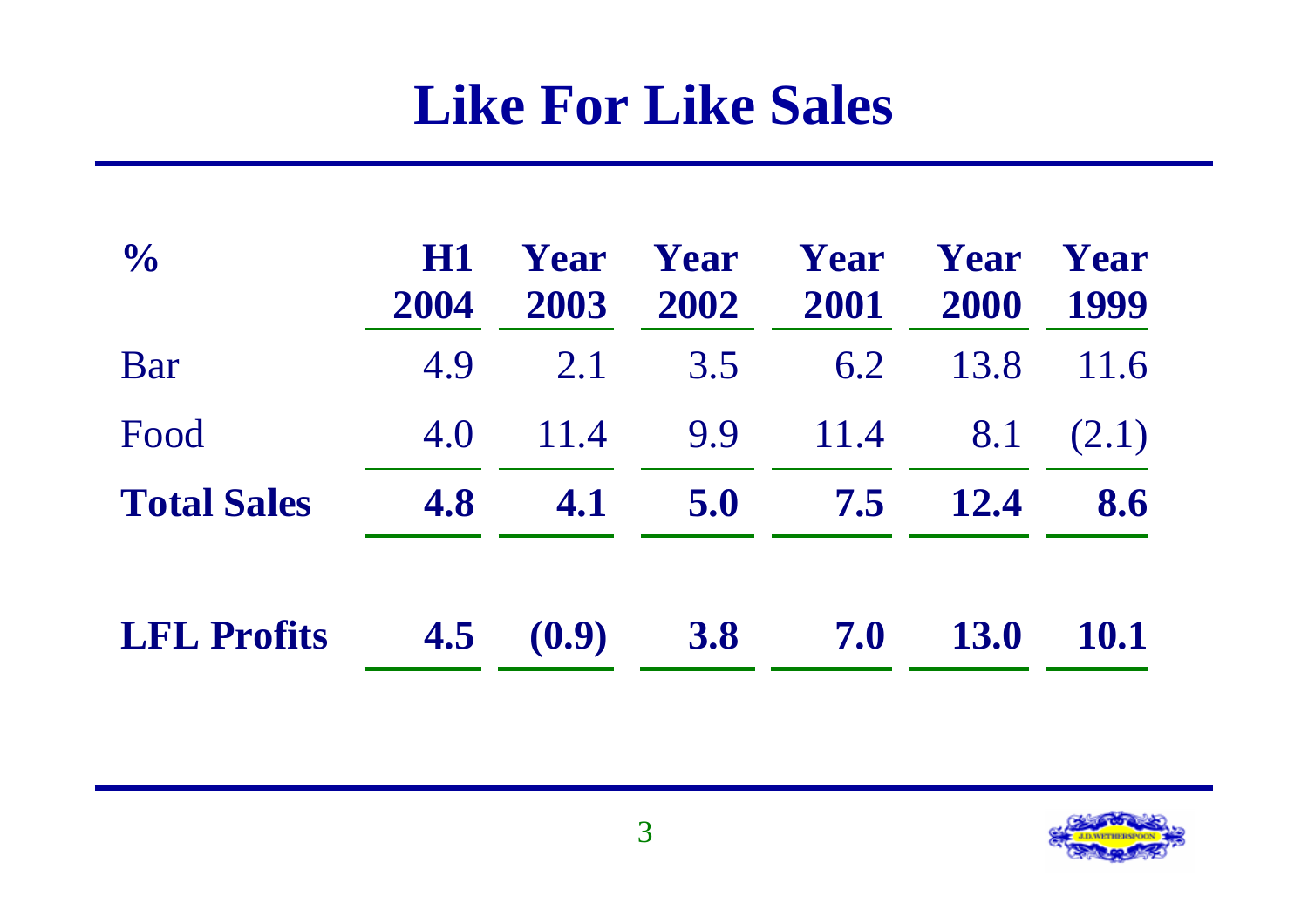# Like For Like Sales

| % | H1 2004 | Year 2003 | Year 2002 | Year 2001 | Year 2000 | Year 1999 |
|---|---|---|---|---|---|---|
| Bar | 4.9 | 2.1 | 3.5 | 6.2 | 13.8 | 11.6 |
| Food | 4.0 | 11.4 | 9.9 | 11.4 | 8.1 | (2.1) |
| **Total Sales** | **4.8** | **4.1** | **5.0** | **7.5** | **12.4** | **8.6** |
| **LFL Profits** | **4.5** | **(0.9)** | **3.8** | **7.0** | **13.0** | **10.1** |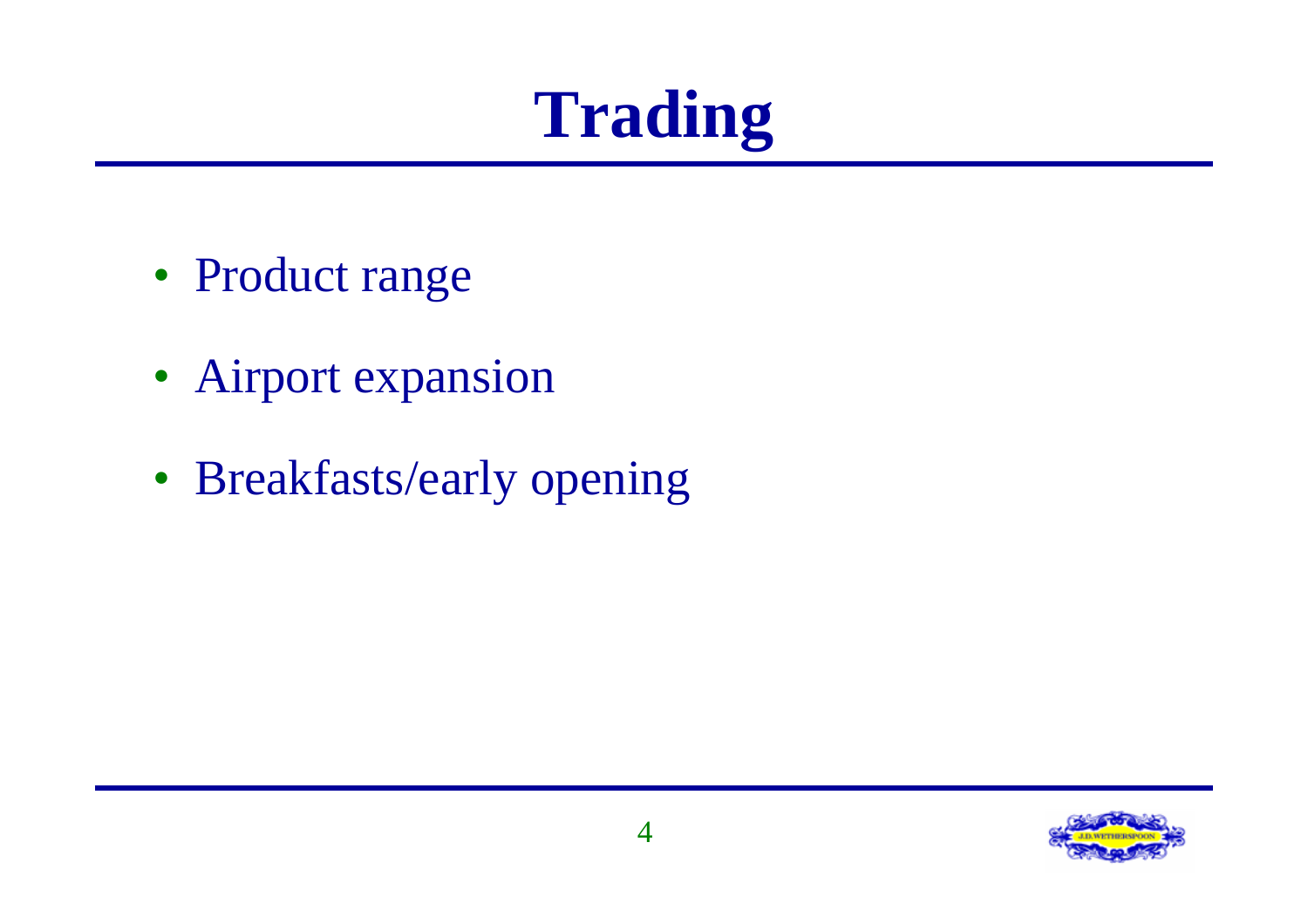# Trading

- Product range
- Airport expansion
- Breakfasts/early opening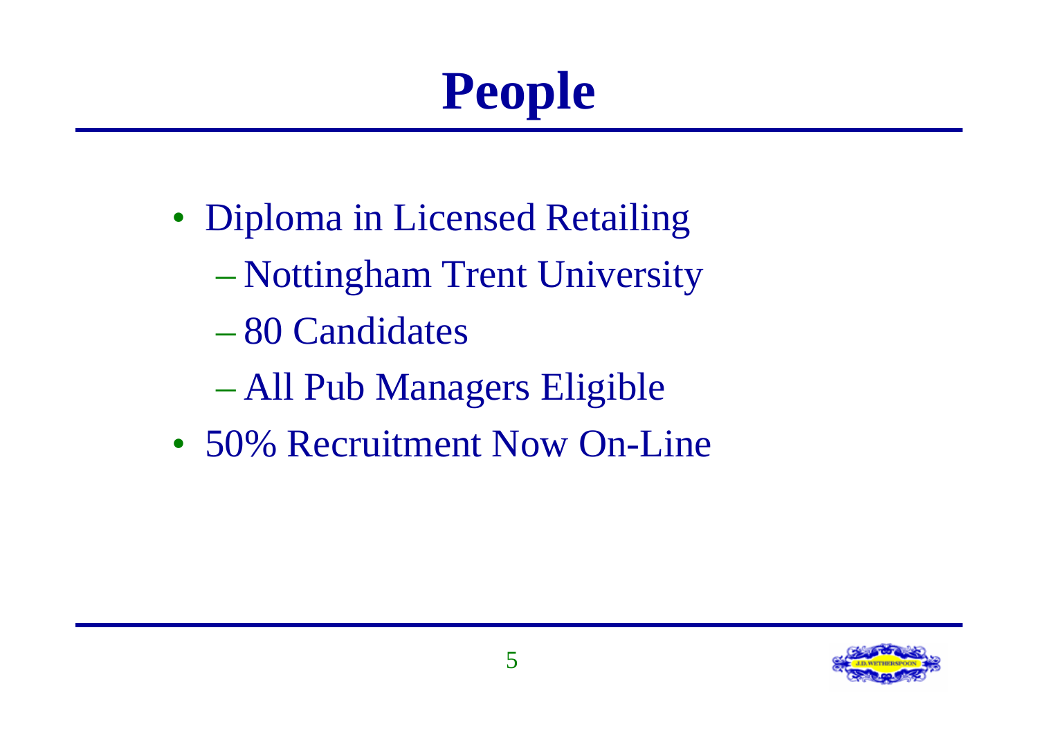# People

- Diploma in Licensed Retailing
  - Nottingham Trent University
  - 80 Candidates
  - All Pub Managers Eligible
- 50% Recruitment Now On-Line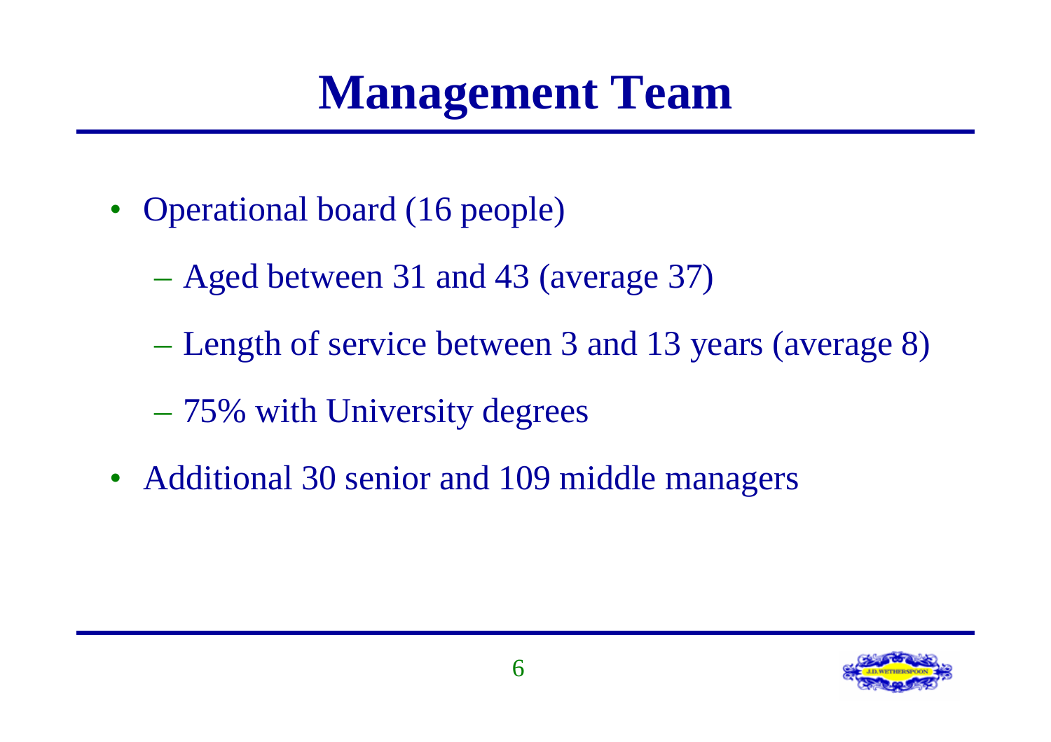# Management Team

- Operational board (16 people)
  - Aged between 31 and 43 (average 37)
  - Length of service between 3 and 13 years (average 8)
  - 75% with University degrees
- Additional 30 senior and 109 middle managers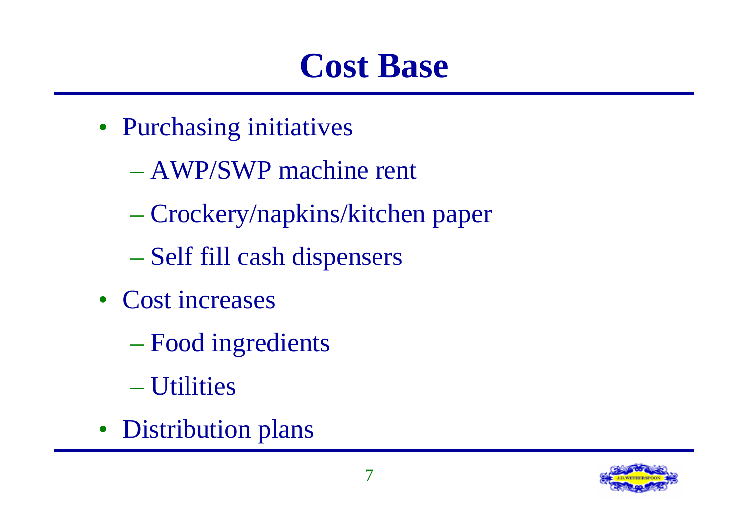# Cost Base

- Purchasing initiatives
  - AWP/SWP machine rent
  - Crockery/napkins/kitchen paper
  - Self fill cash dispensers
- Cost increases
  - Food ingredients
  - Utilities
- Distribution plans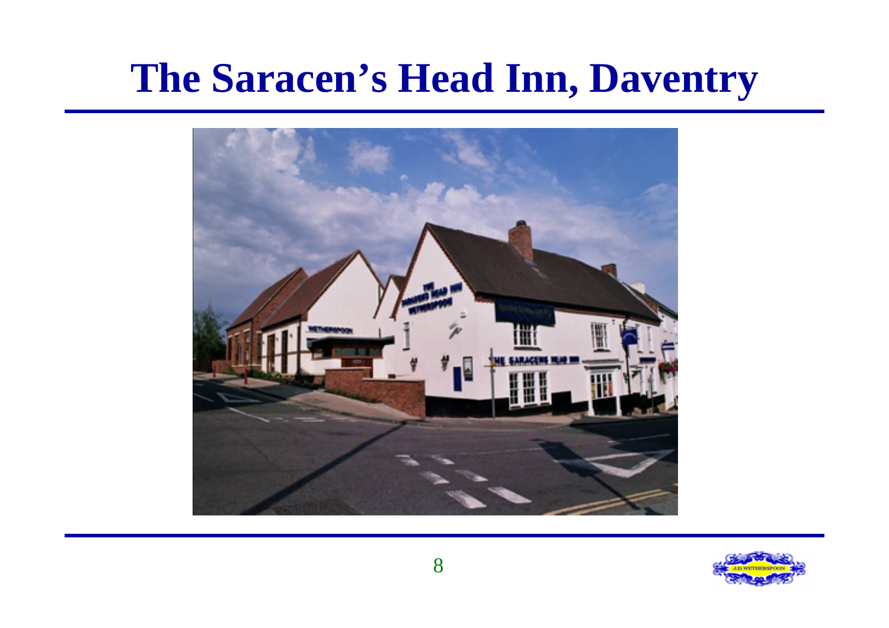# The Saracen's Head Inn, Daventry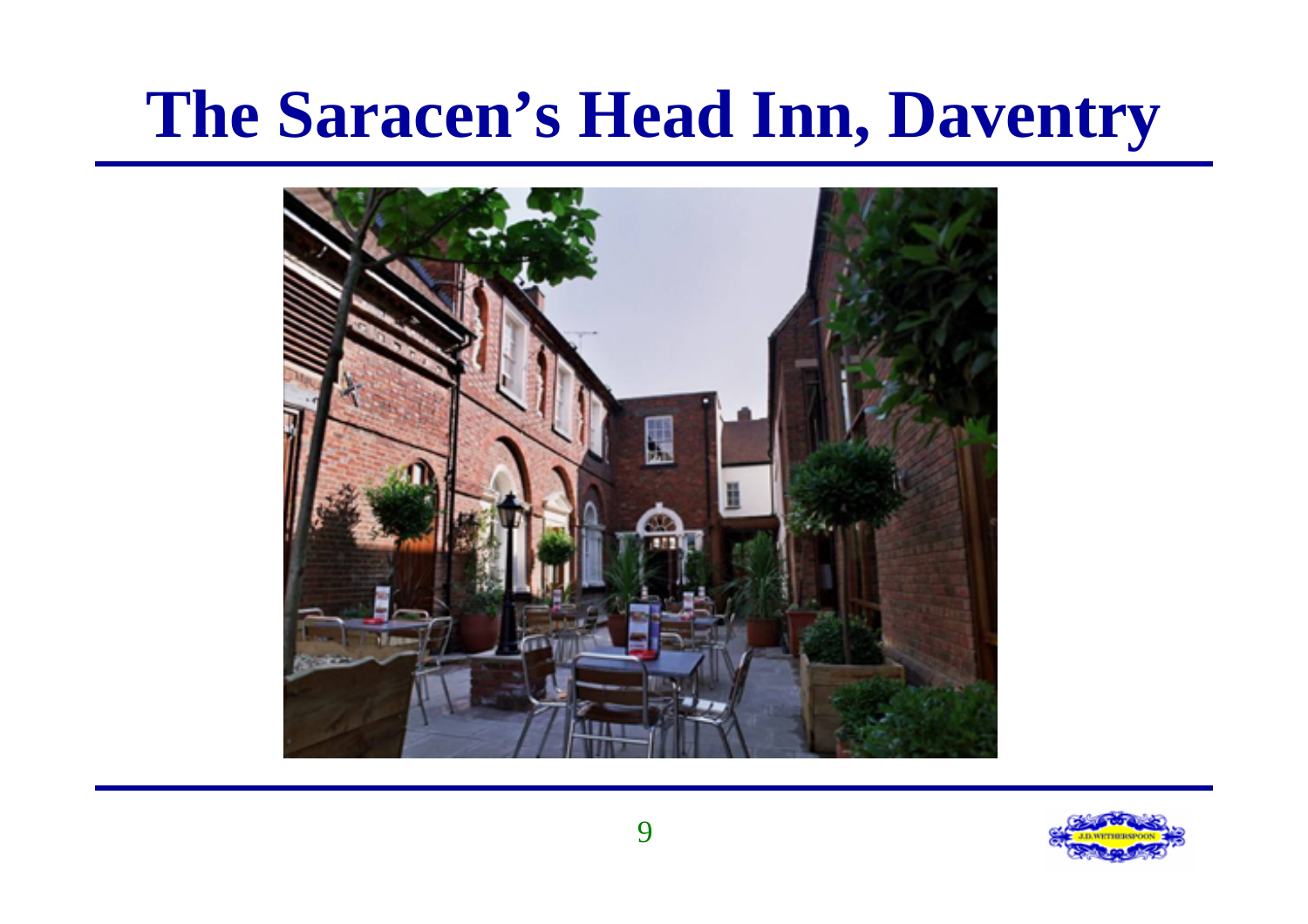# The Saracen's Head Inn, Daventry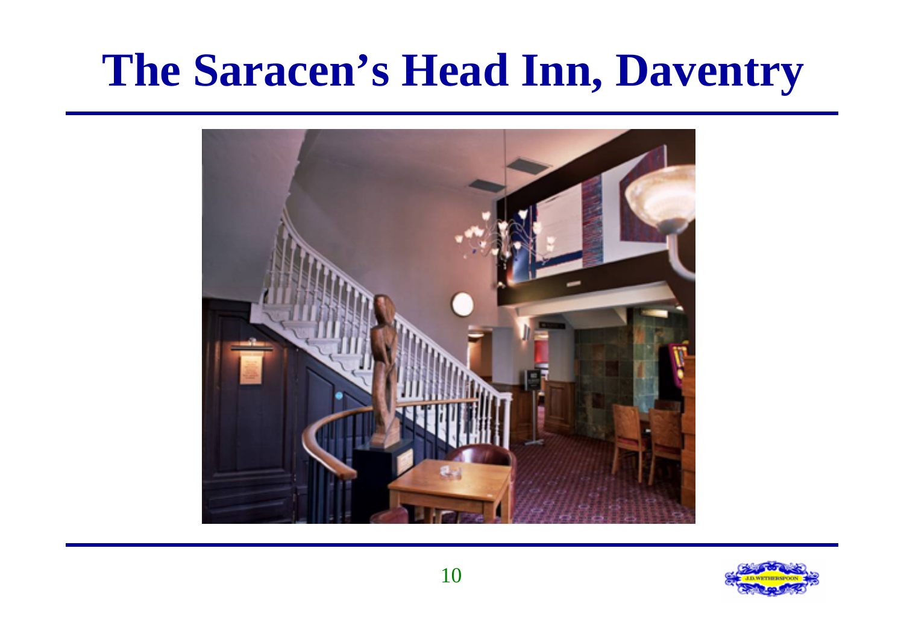# The Saracen's Head Inn, Daventry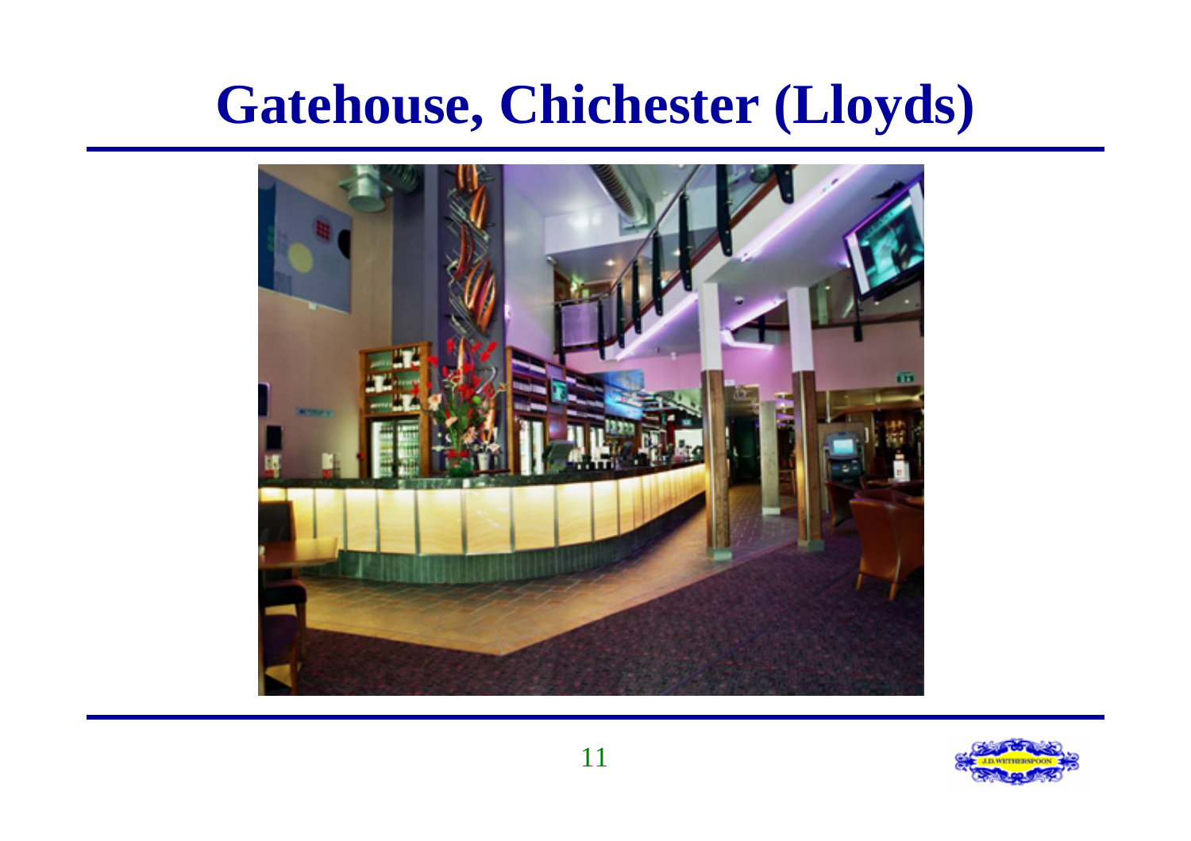# Gatehouse, Chichester (Lloyds)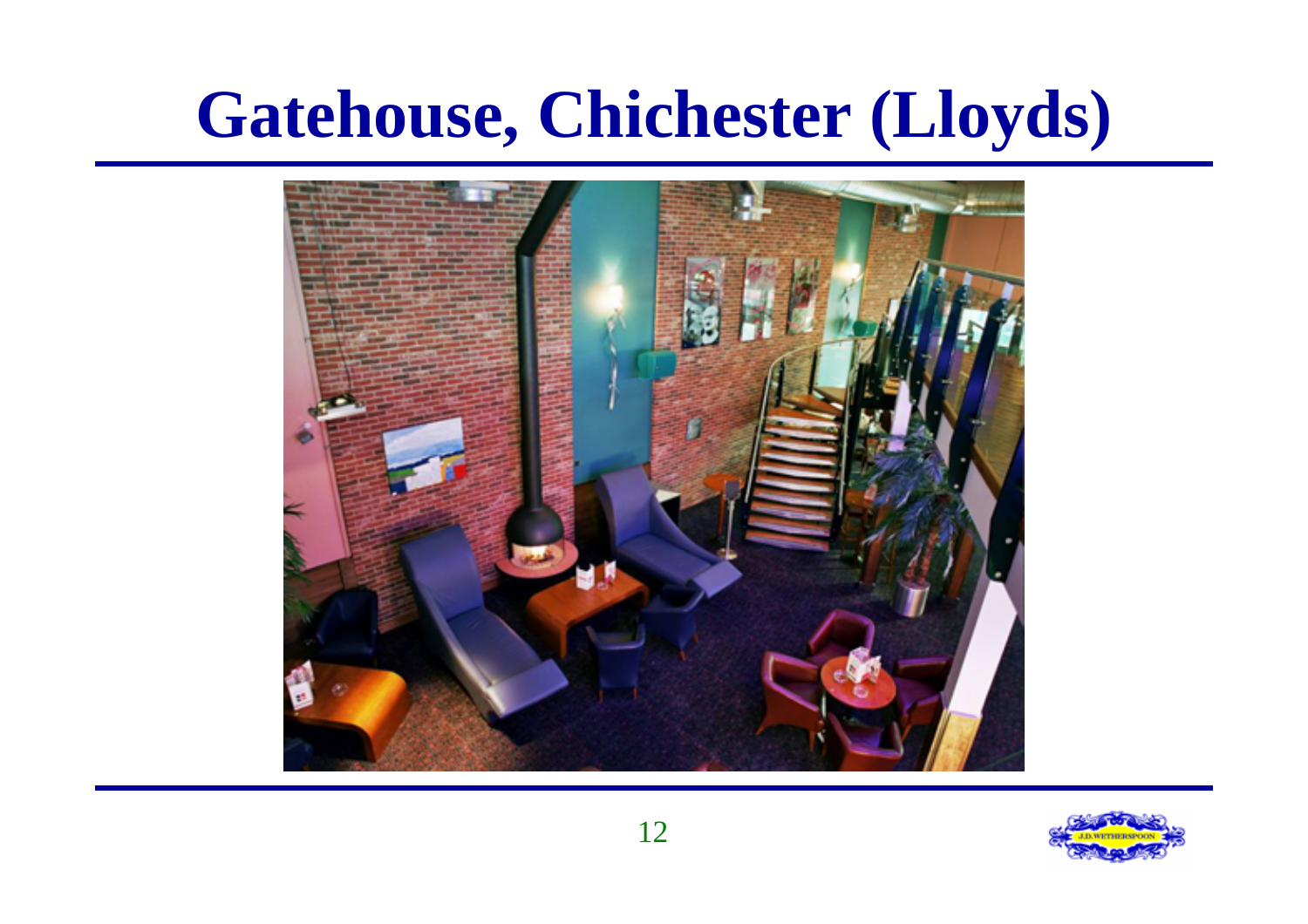# Gatehouse, Chichester (Lloyds)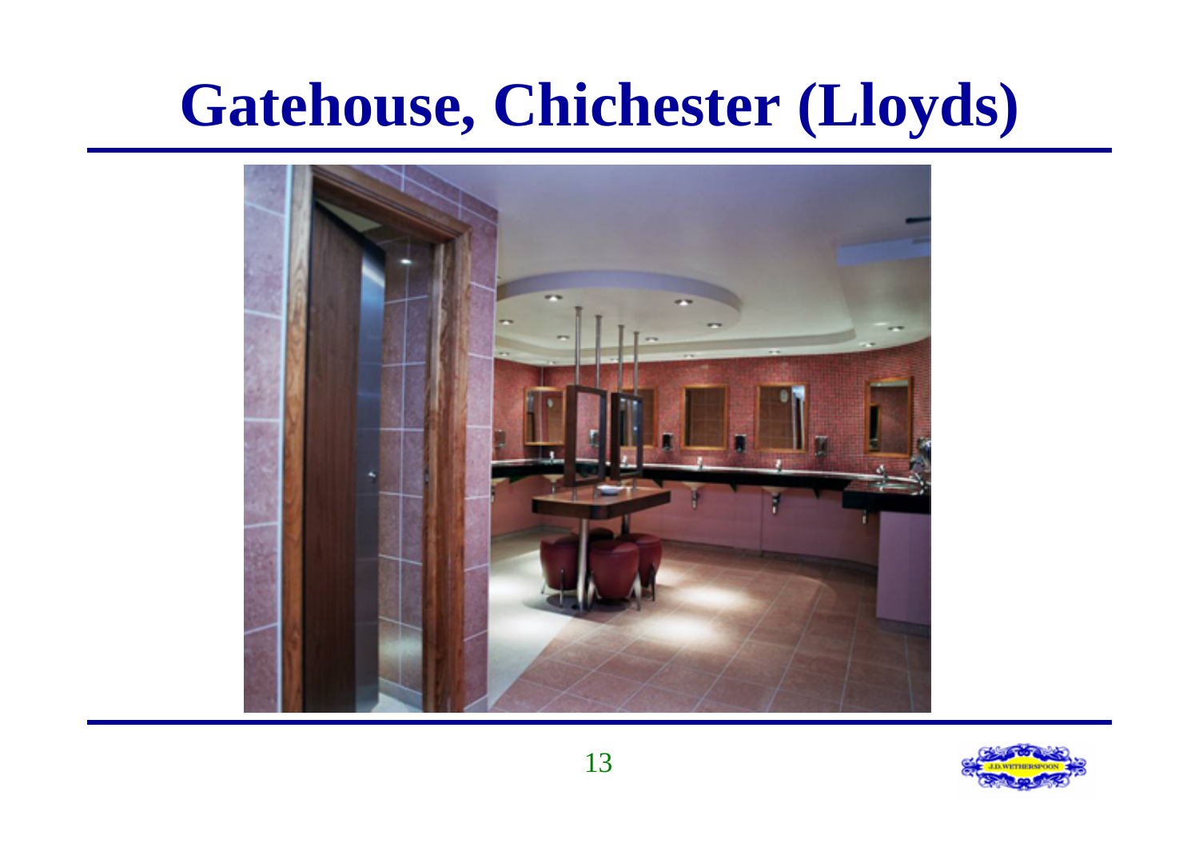# Gatehouse, Chichester (Lloyds)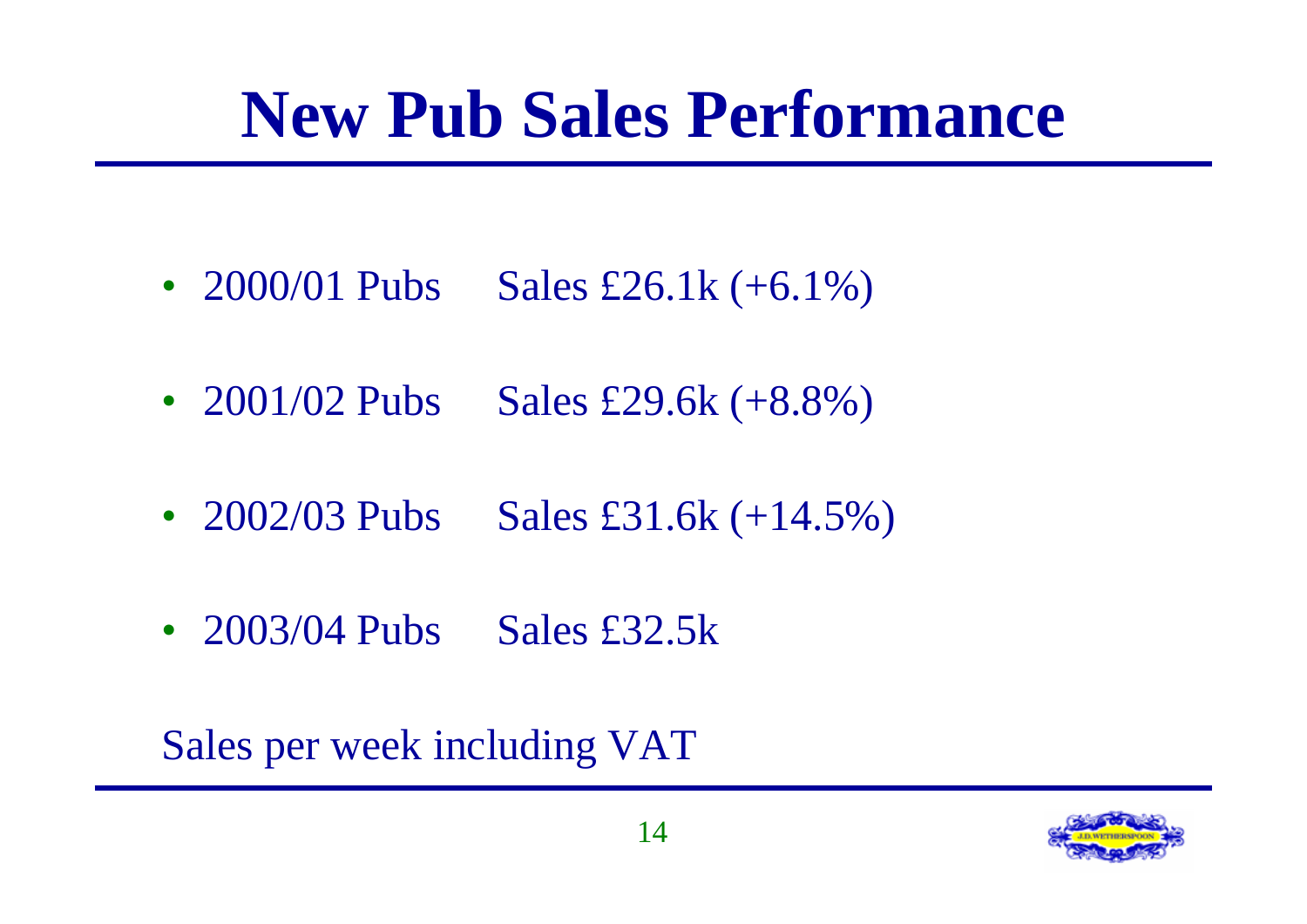# New Pub Sales Performance

- 2000/01 Pubs Sales £26.1k (+6.1%)
- 2001/02 Pubs Sales £29.6k (+8.8%)
- 2002/03 Pubs Sales £31.6k (+14.5%)
- 2003/04 Pubs Sales £32.5k

Sales per week including VAT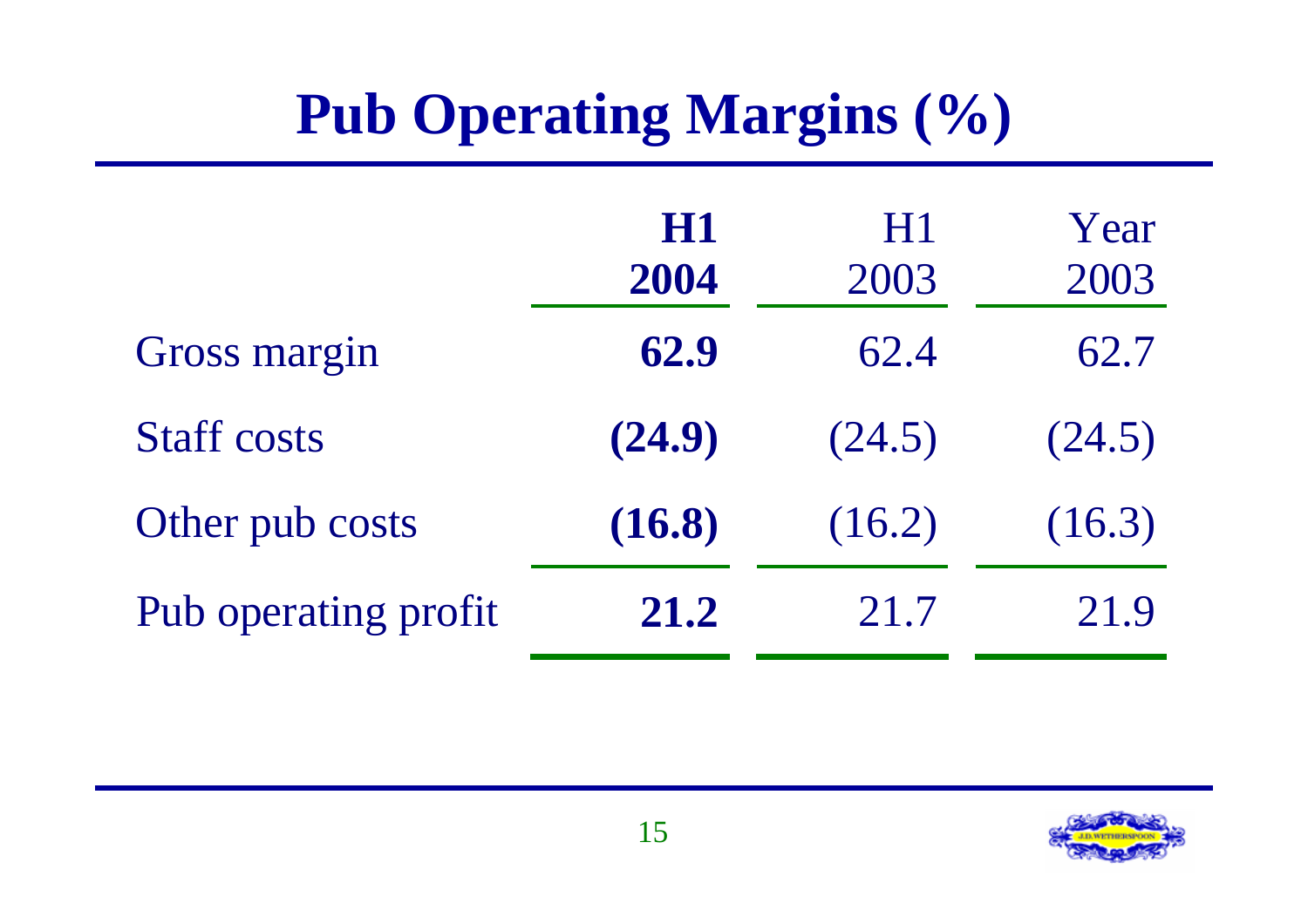# Pub Operating Margins (%)

| | **H1 2004** | H1 2003 | Year 2003 |
|---|---|---|---|
| Gross margin | **62.9** | 62.4 | 62.7 |
| Staff costs | **(24.9)** | (24.5) | (24.5) |
| Other pub costs | **(16.8)** | (16.2) | (16.3) |
| Pub operating profit | **21.2** | 21.7 | 21.9 |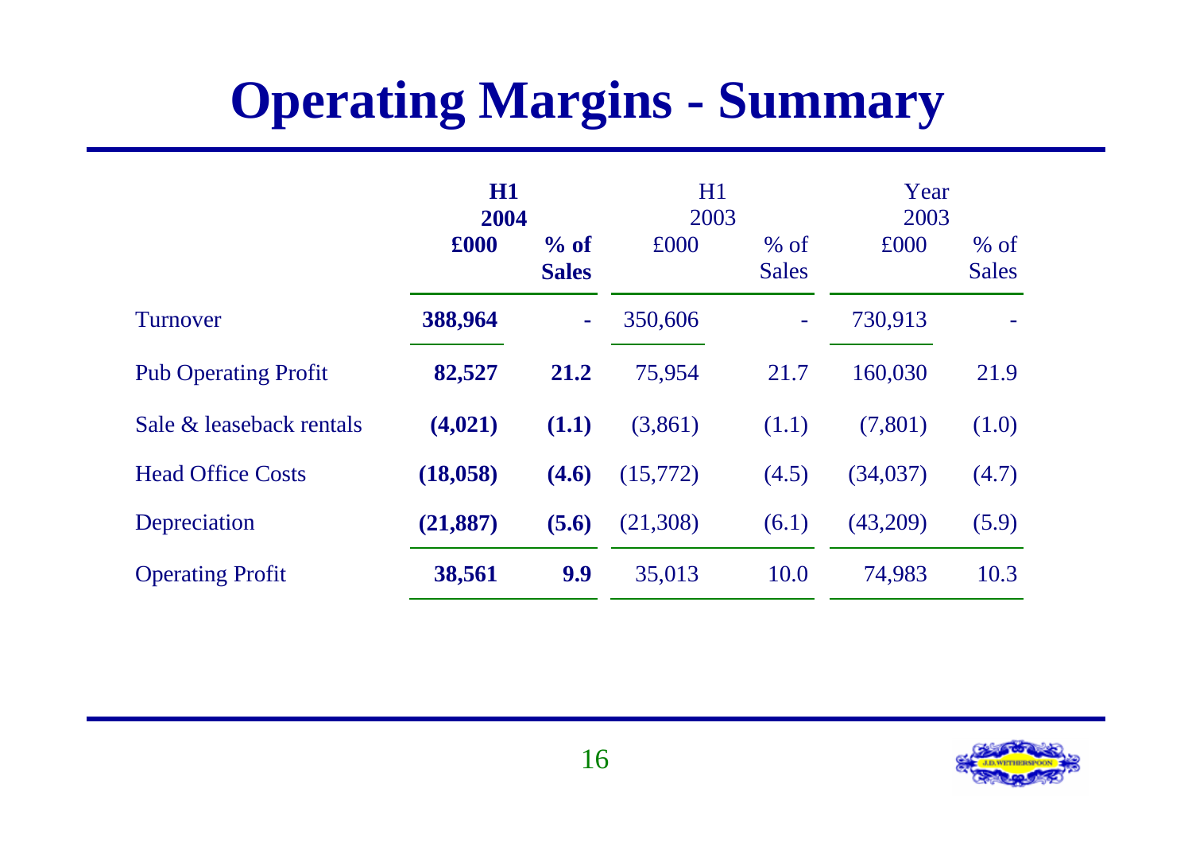# Operating Margins - Summary

| | **H1 2004 £000** | **% of Sales** | H1 2003 £000 | % of Sales | Year 2003 £000 | % of Sales |
|---|---|---|---|---|---|---|
| Turnover | **388,964** | - | 350,606 | - | 730,913 | - |
| Pub Operating Profit | **82,527** | **21.2** | 75,954 | 21.7 | 160,030 | 21.9 |
| Sale & leaseback rentals | **(4,021)** | **(1.1)** | (3,861) | (1.1) | (7,801) | (1.0) |
| Head Office Costs | **(18,058)** | **(4.6)** | (15,772) | (4.5) | (34,037) | (4.7) |
| Depreciation | **(21,887)** | **(5.6)** | (21,308) | (6.1) | (43,209) | (5.9) |
| Operating Profit | **38,561** | **9.9** | 35,013 | 10.0 | 74,983 | 10.3 |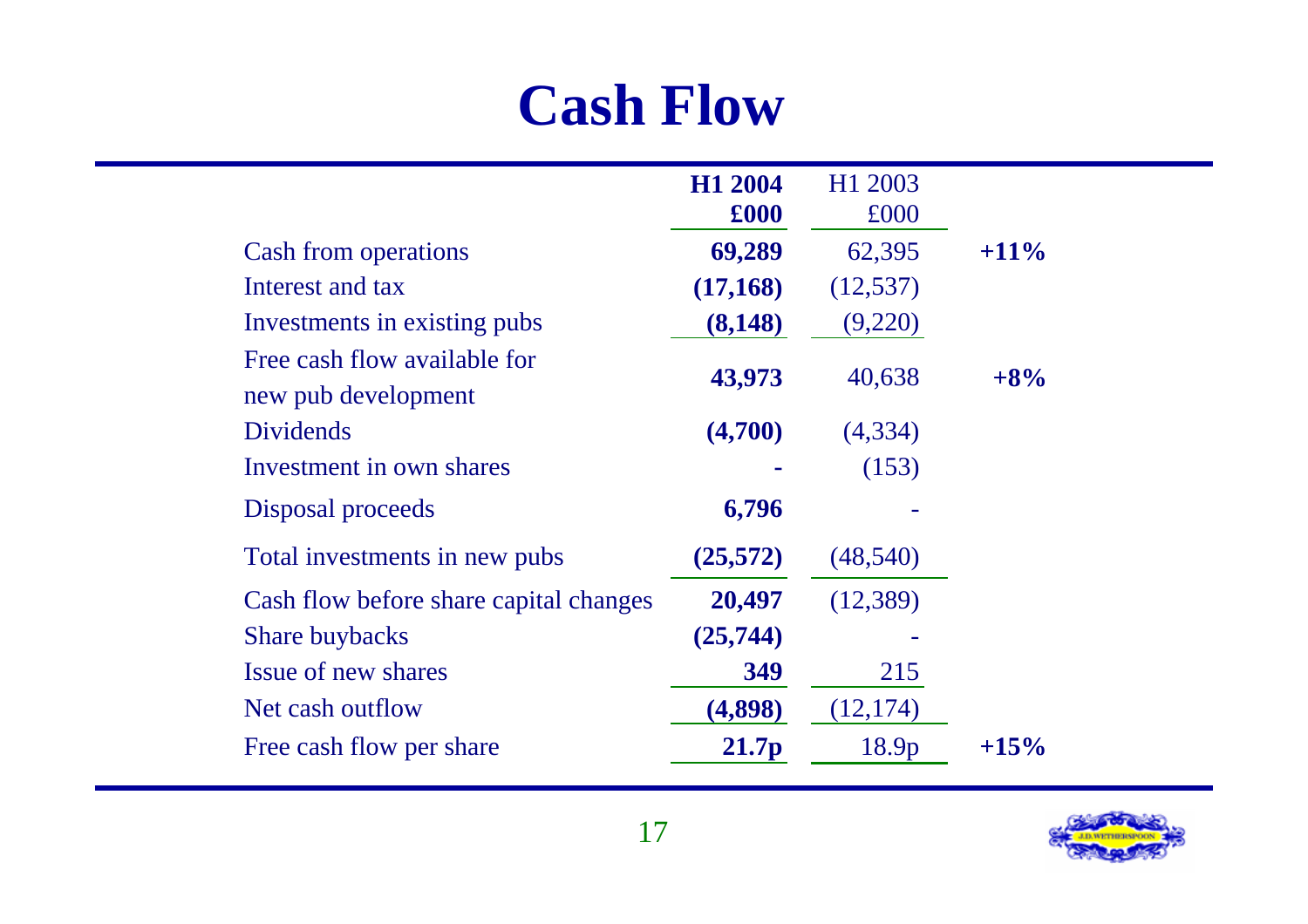# Cash Flow

| | H1 2004 £000 | H1 2003 £000 | |
|---|---|---|---|
| Cash from operations | **69,289** | 62,395 | **+11%** |
| Interest and tax | **(17,168)** | (12,537) | |
| Investments in existing pubs | **(8,148)** | (9,220) | |
| Free cash flow available for new pub development | **43,973** | 40,638 | **+8%** |
| Dividends | **(4,700)** | (4,334) | |
| Investment in own shares | **-** | (153) | |
| Disposal proceeds | **6,796** | - | |
| Total investments in new pubs | **(25,572)** | (48,540) | |
| Cash flow before share capital changes | **20,497** | (12,389) | |
| Share buybacks | **(25,744)** | - | |
| Issue of new shares | **349** | 215 | |
| Net cash outflow | **(4,898)** | (12,174) | |
| Free cash flow per share | **21.7p** | 18.9p | **+15%** |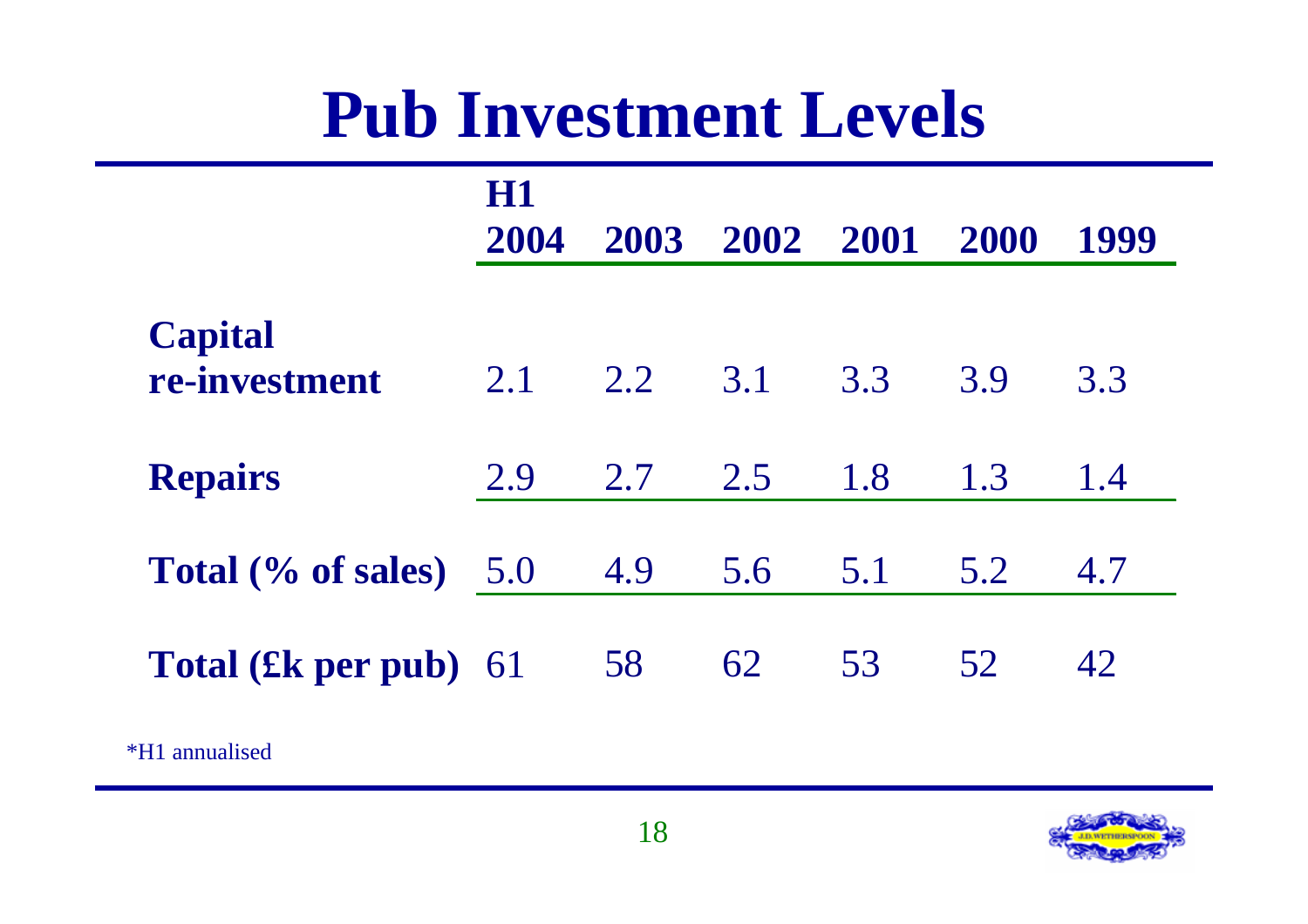# Pub Investment Levels

| | H1 2004 | 2003 | 2002 | 2001 | 2000 | 1999 |
|---|---|---|---|---|---|---|
| **Capital re-investment** | 2.1 | 2.2 | 3.1 | 3.3 | 3.9 | 3.3 |
| **Repairs** | 2.9 | 2.7 | 2.5 | 1.8 | 1.3 | 1.4 |
| **Total (% of sales)** | 5.0 | 4.9 | 5.6 | 5.1 | 5.2 | 4.7 |
| **Total (£k per pub)** | 61 | 58 | 62 | 53 | 52 | 42 |

*H1 annualised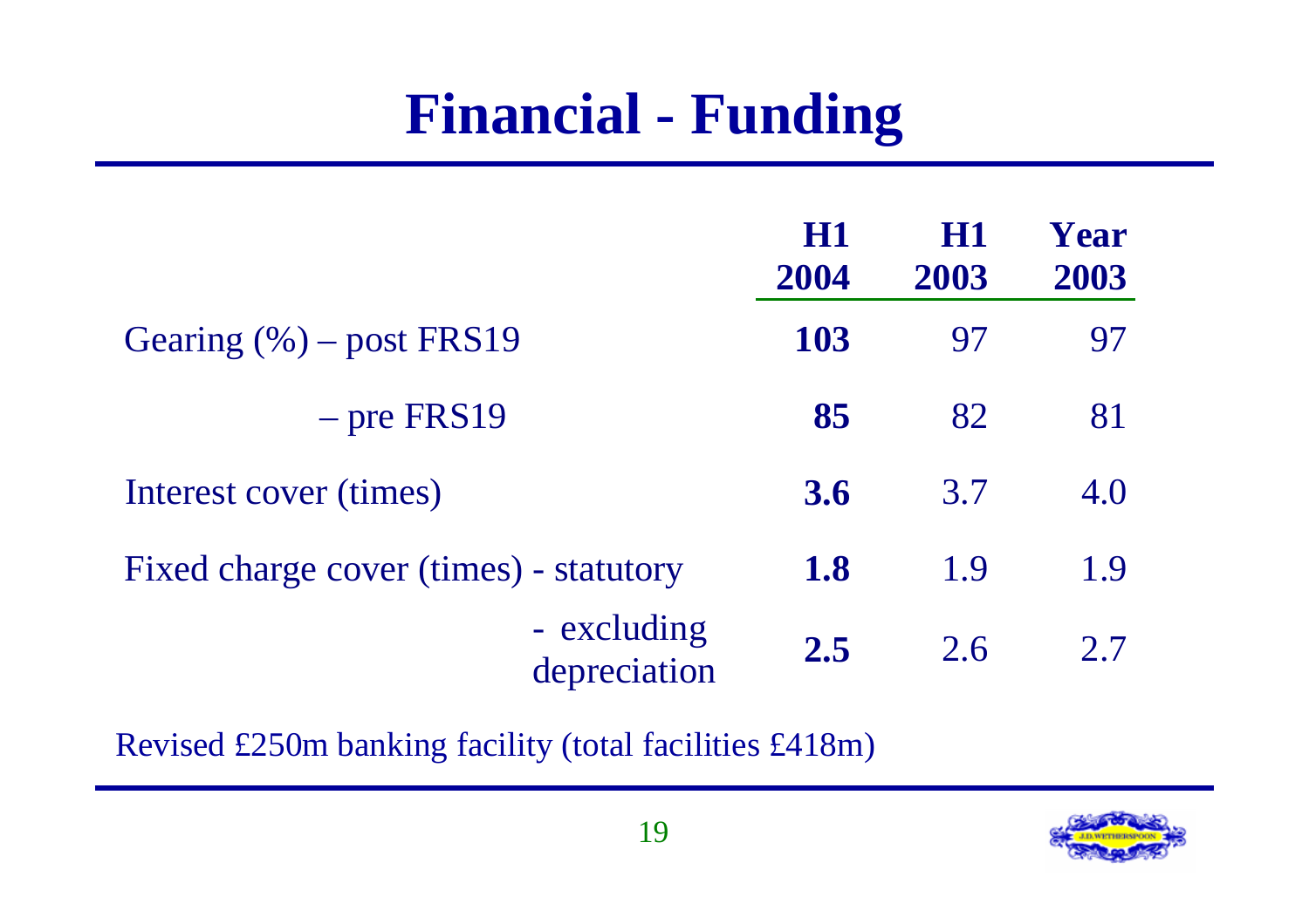# Financial - Funding

| | H1 2004 | H1 2003 | Year 2003 |
|---|---|---|---|
| Gearing (%) – post FRS19 | **103** | 97 | 97 |
| – pre FRS19 | **85** | 82 | 81 |
| Interest cover (times) | **3.6** | 3.7 | 4.0 |
| Fixed charge cover (times) - statutory | **1.8** | 1.9 | 1.9 |
| - excluding depreciation | **2.5** | 2.6 | 2.7 |

Revised £250m banking facility (total facilities £418m)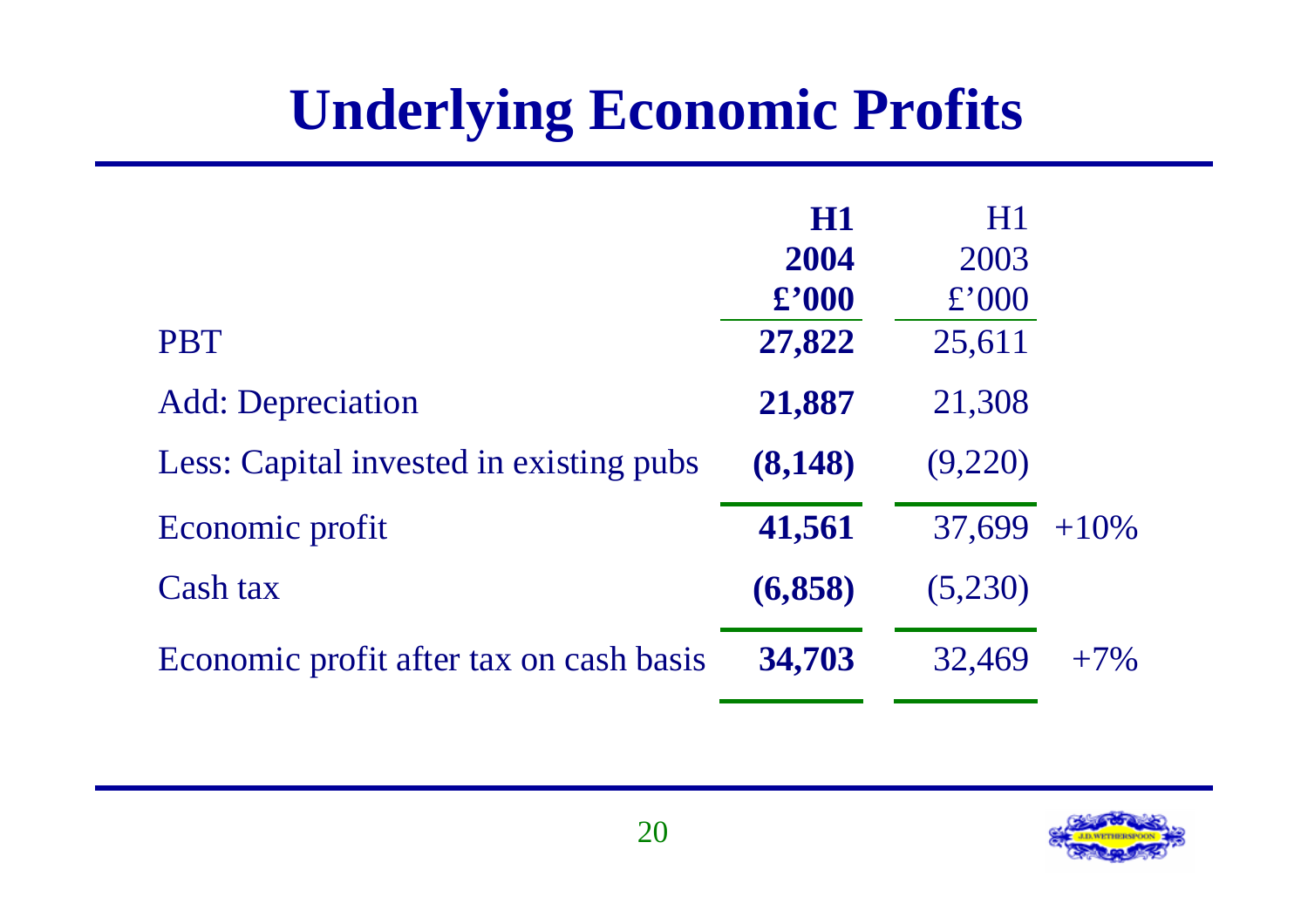# Underlying Economic Profits

| | H1 2004 £'000 | H1 2003 £'000 | |
|---|---|---|---|
| PBT | **27,822** | 25,611 | |
| Add: Depreciation | **21,887** | 21,308 | |
| Less: Capital invested in existing pubs | **(8,148)** | (9,220) | |
| Economic profit | **41,561** | 37,699 | +10% |
| Cash tax | **(6,858)** | (5,230) | |
| Economic profit after tax on cash basis | **34,703** | 32,469 | +7% |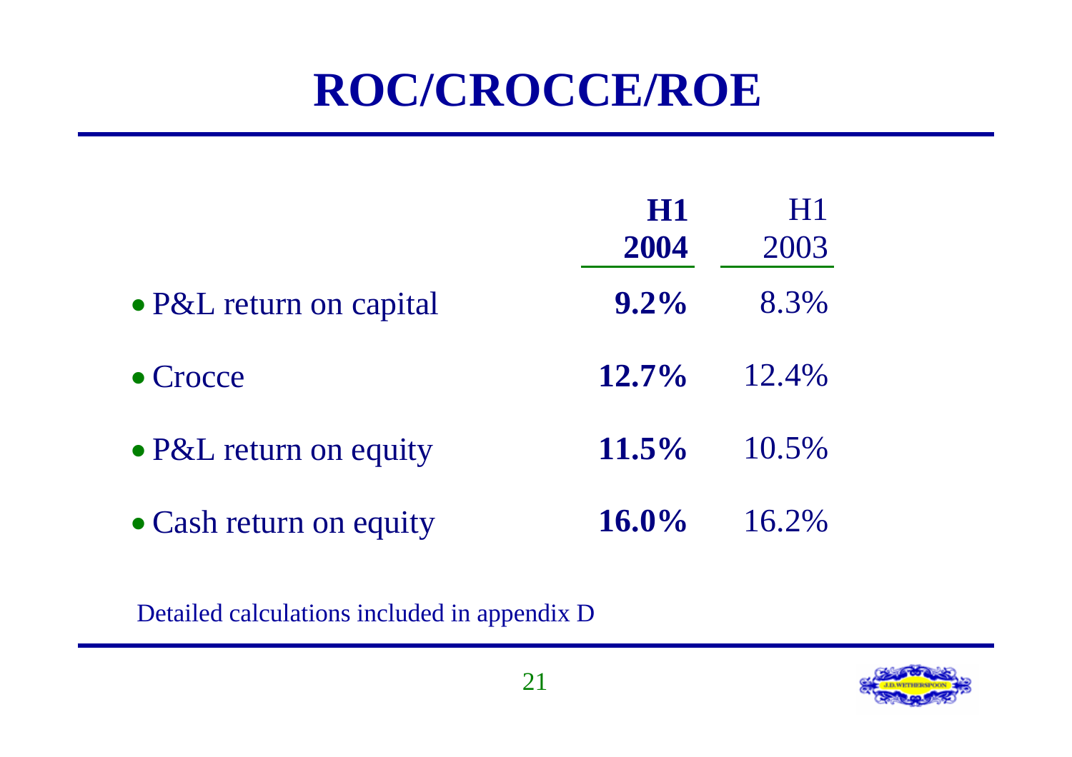# ROC/CROCCE/ROE

| | **H1 2004** | H1 2003 |
|---|---|---|
| • P&L return on capital | **9.2%** | 8.3% |
| • Crocce | **12.7%** | 12.4% |
| • P&L return on equity | **11.5%** | 10.5% |
| • Cash return on equity | **16.0%** | 16.2% |

Detailed calculations included in appendix D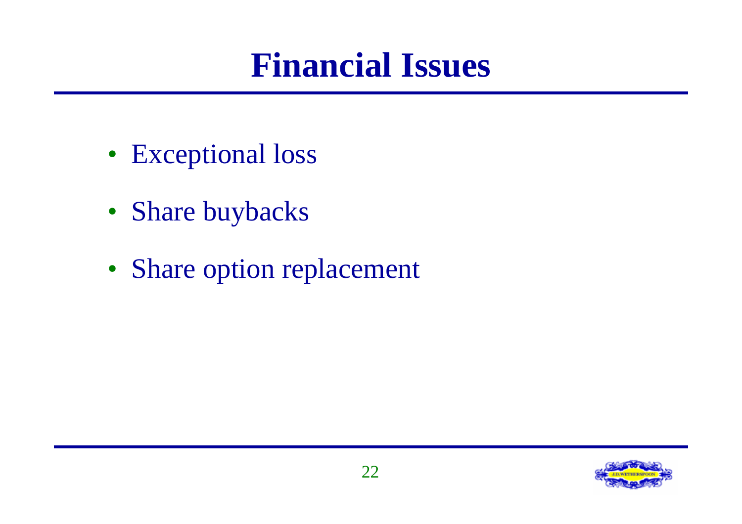# Financial Issues

- Exceptional loss
- Share buybacks
- Share option replacement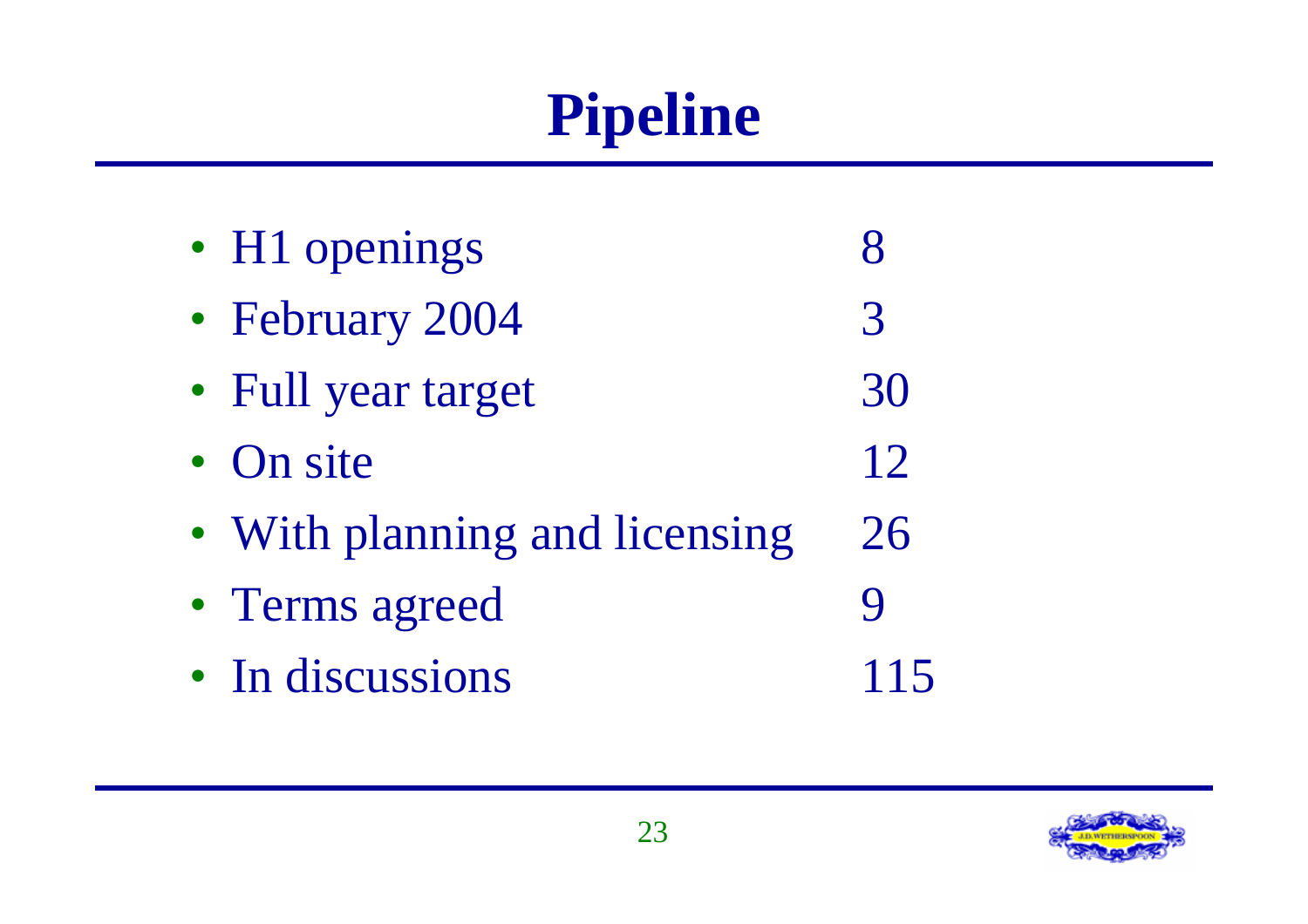# Pipeline

| | |
|---|---|
| H1 openings | 8 |
| February 2004 | 3 |
| Full year target | 30 |
| On site | 12 |
| With planning and licensing | 26 |
| Terms agreed | 9 |
| In discussions | 115 |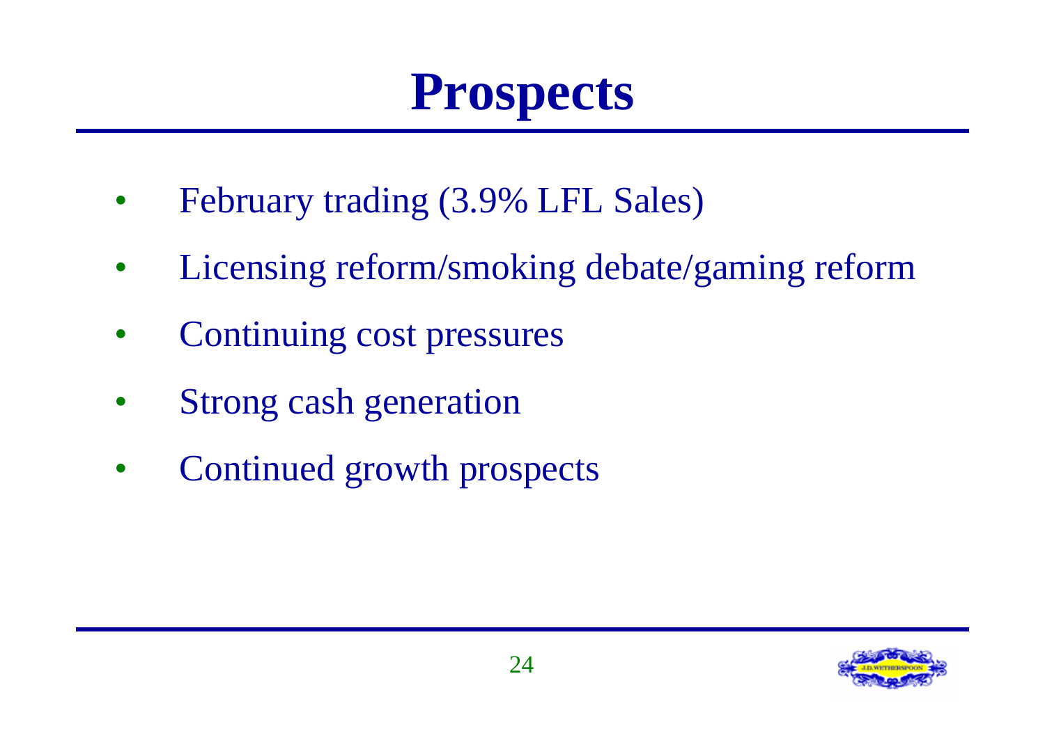# Prospects

- February trading (3.9% LFL Sales)
- Licensing reform/smoking debate/gaming reform
- Continuing cost pressures
- Strong cash generation
- Continued growth prospects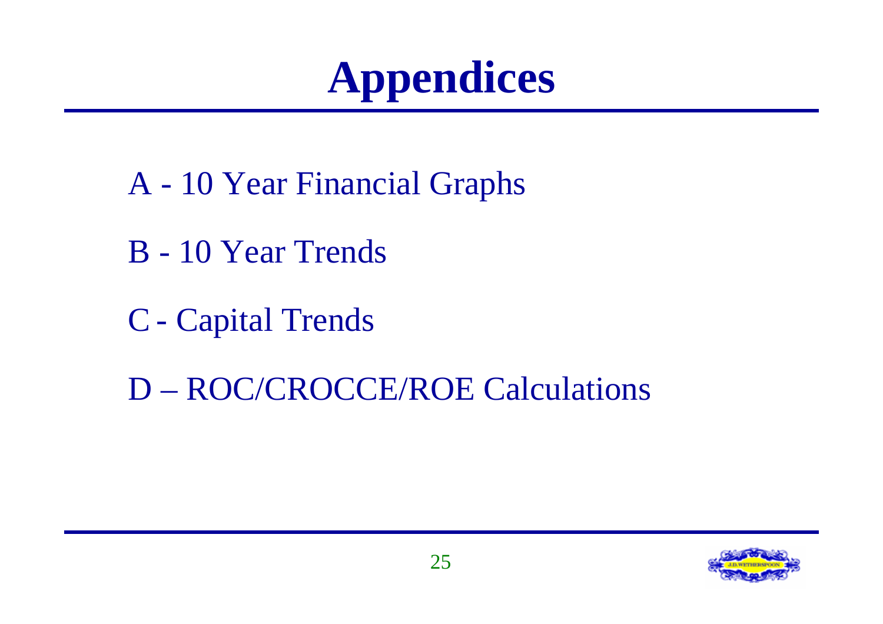# Appendices

A - 10 Year Financial Graphs

B - 10 Year Trends

C - Capital Trends

D – ROC/CROCCE/ROE Calculations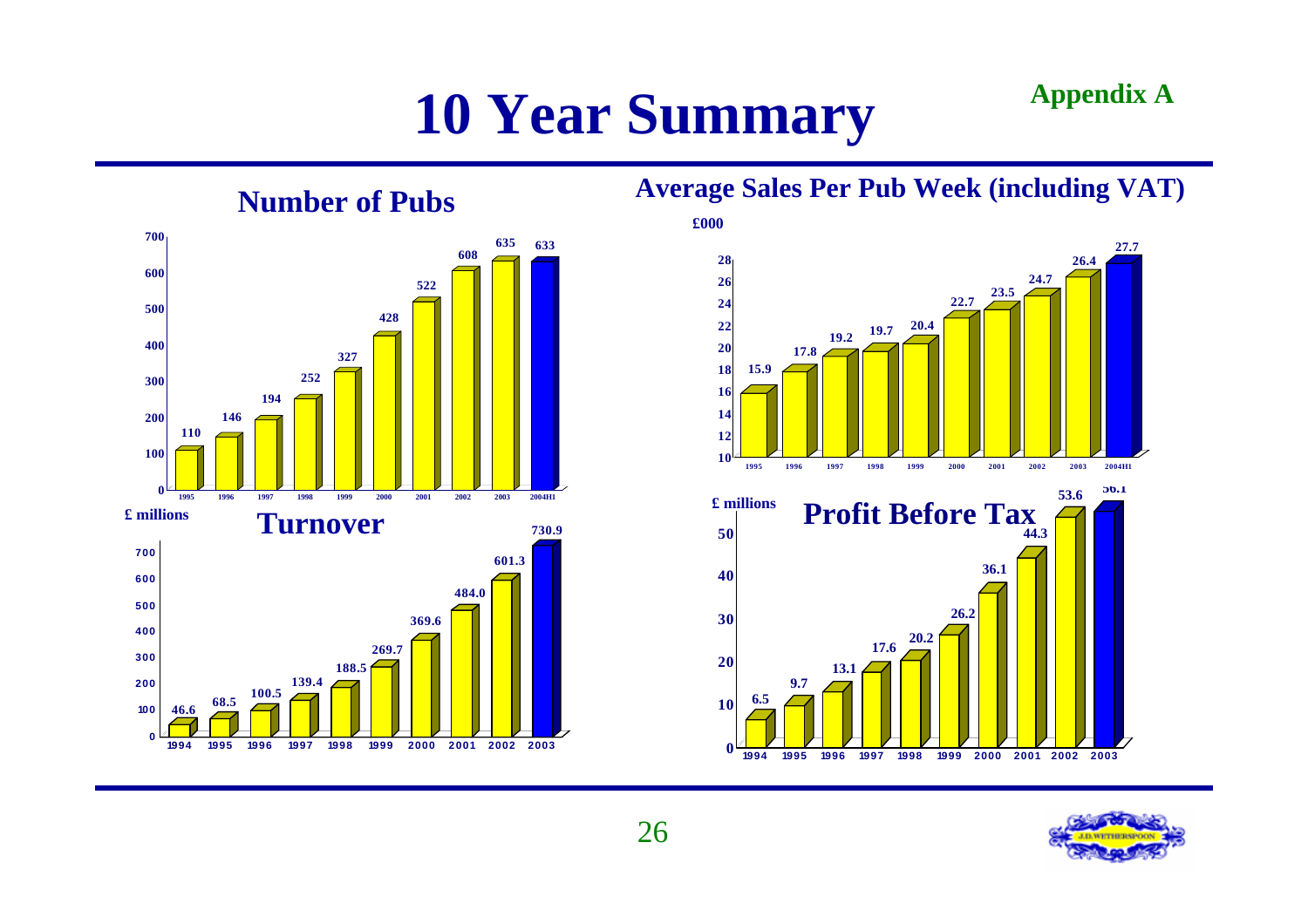# 10 Year Summary

**Appendix A**

## Number of Pubs

| Year | Number of Pubs |
|---|---|
| 1995 | 110 |
| 1996 | 146 |
| 1997 | 194 |
| 1998 | 252 |
| 1999 | 327 |
| 2000 | 428 |
| 2001 | 522 |
| 2002 | 608 |
| 2003 | 635 |
| 2004H1 | 633 |

## Average Sales Per Pub Week (including VAT)

£000

| Year | Average Sales |
|---|---|
| 1995 | 15.9 |
| 1996 | 17.8 |
| 1997 | 19.2 |
| 1998 | 19.7 |
| 1999 | 20.4 |
| 2000 | 22.7 |
| 2001 | 23.5 |
| 2002 | 24.7 |
| 2003 | 26.4 |
| 2004H1 | 27.7 |

## Turnover

£ millions

| Year | Turnover |
|---|---|
| 1994 | 46.6 |
| 1995 | 68.5 |
| 1996 | 100.5 |
| 1997 | 139.4 |
| 1998 | 188.5 |
| 1999 | 269.7 |
| 2000 | 369.6 |
| 2001 | 484.0 |
| 2002 | 601.3 |
| 2003 | 730.9 |

## Profit Before Tax

£ millions

| Year | Profit Before Tax |
|---|---|
| 1994 | 6.5 |
| 1995 | 9.7 |
| 1996 | 13.1 |
| 1997 | 17.6 |
| 1998 | 20.2 |
| 1999 | 26.2 |
| 2000 | 36.1 |
| 2001 | 44.3 |
| 2002 | 53.6 |
| 2003 | 56.1 |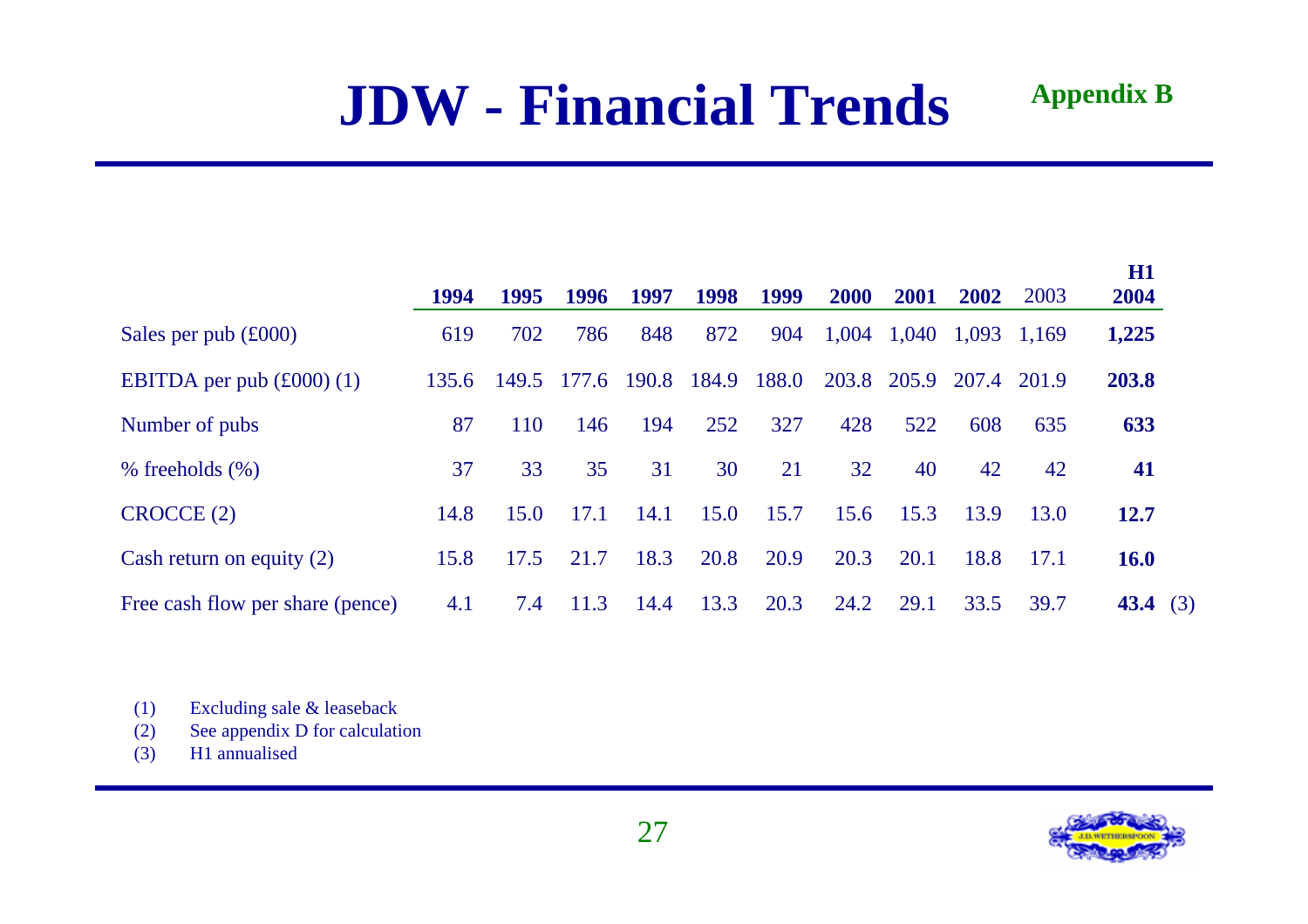# JDW - Financial Trends

**Appendix B**

| | 1994 | 1995 | 1996 | 1997 | 1998 | 1999 | 2000 | 2001 | 2002 | 2003 | H1 2004 | |
|---|---|---|---|---|---|---|---|---|---|---|---|---|
| Sales per pub (£000) | 619 | 702 | 786 | 848 | 872 | 904 | 1,004 | 1,040 | 1,093 | 1,169 | **1,225** | |
| EBITDA per pub (£000) (1) | 135.6 | 149.5 | 177.6 | 190.8 | 184.9 | 188.0 | 203.8 | 205.9 | 207.4 | 201.9 | **203.8** | |
| Number of pubs | 87 | 110 | 146 | 194 | 252 | 327 | 428 | 522 | 608 | 635 | **633** | |
| % freeholds (%) | 37 | 33 | 35 | 31 | 30 | 21 | 32 | 40 | 42 | 42 | **41** | |
| CROCCE (2) | 14.8 | 15.0 | 17.1 | 14.1 | 15.0 | 15.7 | 15.6 | 15.3 | 13.9 | 13.0 | **12.7** | |
| Cash return on equity (2) | 15.8 | 17.5 | 21.7 | 18.3 | 20.8 | 20.9 | 20.3 | 20.1 | 18.8 | 17.1 | **16.0** | |
| Free cash flow per share (pence) | 4.1 | 7.4 | 11.3 | 14.4 | 13.3 | 20.3 | 24.2 | 29.1 | 33.5 | 39.7 | **43.4** | (3) |

(1) Excluding sale & leaseback
(2) See appendix D for calculation
(3) H1 annualised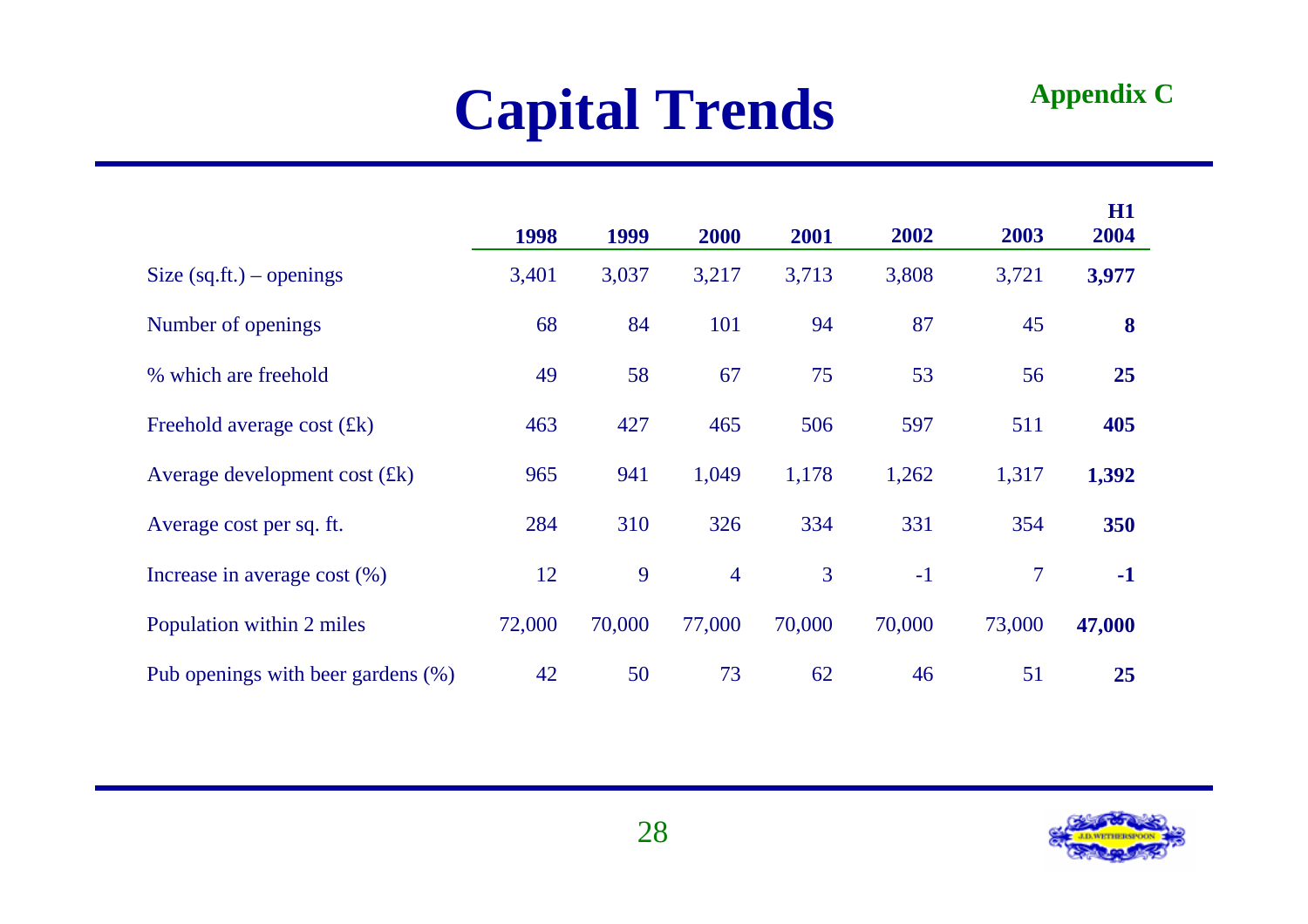# Capital Trends

**Appendix C**

| | 1998 | 1999 | 2000 | 2001 | 2002 | 2003 | H1 2004 |
|---|---|---|---|---|---|---|---|
| Size (sq.ft.) – openings | 3,401 | 3,037 | 3,217 | 3,713 | 3,808 | 3,721 | **3,977** |
| Number of openings | 68 | 84 | 101 | 94 | 87 | 45 | **8** |
| % which are freehold | 49 | 58 | 67 | 75 | 53 | 56 | **25** |
| Freehold average cost (£k) | 463 | 427 | 465 | 506 | 597 | 511 | **405** |
| Average development cost (£k) | 965 | 941 | 1,049 | 1,178 | 1,262 | 1,317 | **1,392** |
| Average cost per sq. ft. | 284 | 310 | 326 | 334 | 331 | 354 | **350** |
| Increase in average cost (%) | 12 | 9 | 4 | 3 | -1 | 7 | **-1** |
| Population within 2 miles | 72,000 | 70,000 | 77,000 | 70,000 | 70,000 | 73,000 | **47,000** |
| Pub openings with beer gardens (%) | 42 | 50 | 73 | 62 | 46 | 51 | **25** |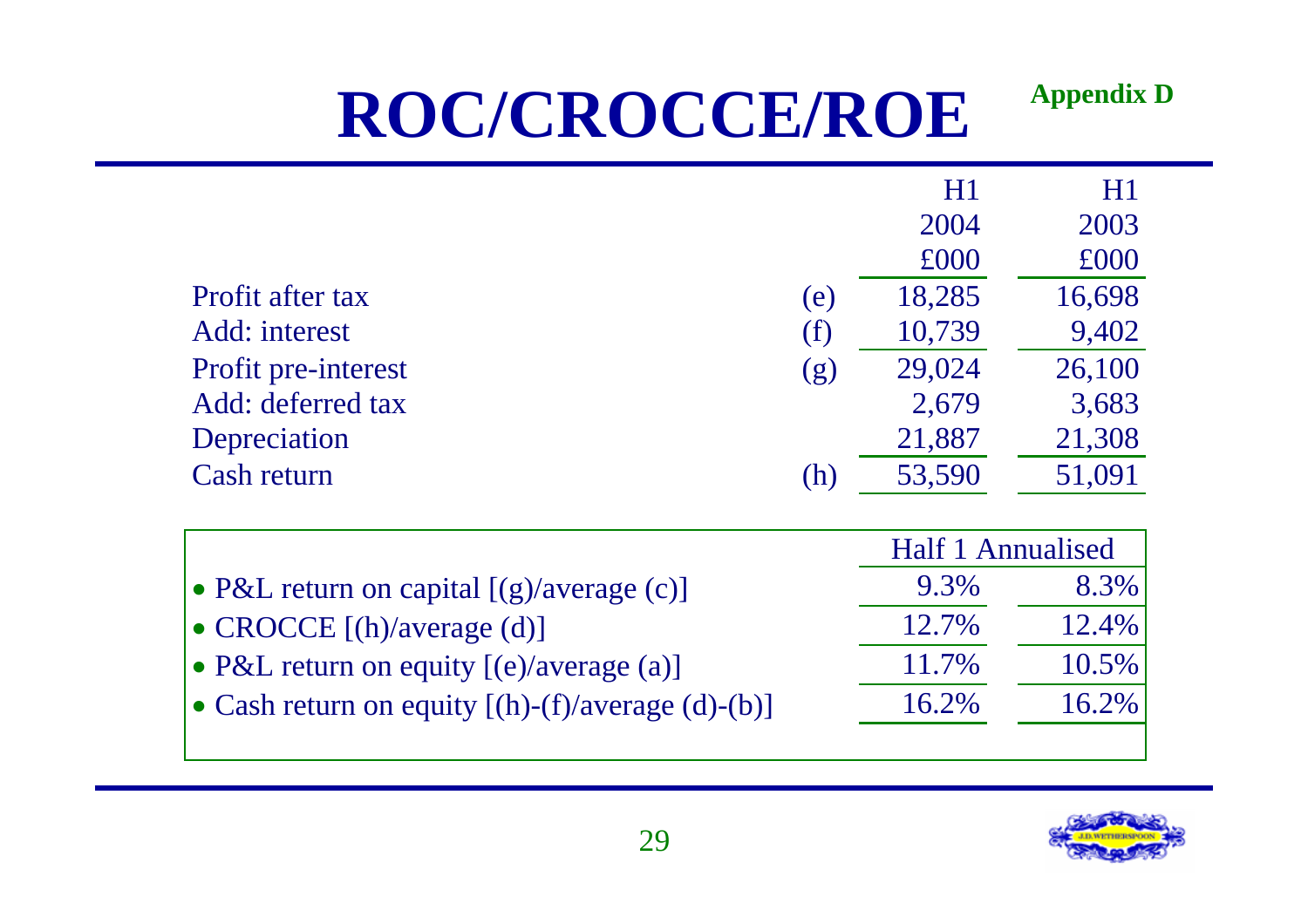# ROC/CROCCE/ROE

**Appendix D**

| | | H1 2004 £000 | H1 2003 £000 |
|---|---|---|---|
| Profit after tax | (e) | 18,285 | 16,698 |
| Add: interest | (f) | 10,739 | 9,402 |
| Profit pre-interest | (g) | 29,024 | 26,100 |
| Add: deferred tax | | 2,679 | 3,683 |
| Depreciation | | 21,887 | 21,308 |
| Cash return | (h) | 53,590 | 51,091 |

| | Half 1 Annualised | |
|---|---|---|
| • P&L return on capital [(g)/average (c)] | 9.3% | 8.3% |
| • CROCCE [(h)/average (d)] | 12.7% | 12.4% |
| • P&L return on equity [(e)/average (a)] | 11.7% | 10.5% |
| • Cash return on equity [(h)-(f)/average (d)-(b)] | 16.2% | 16.2% |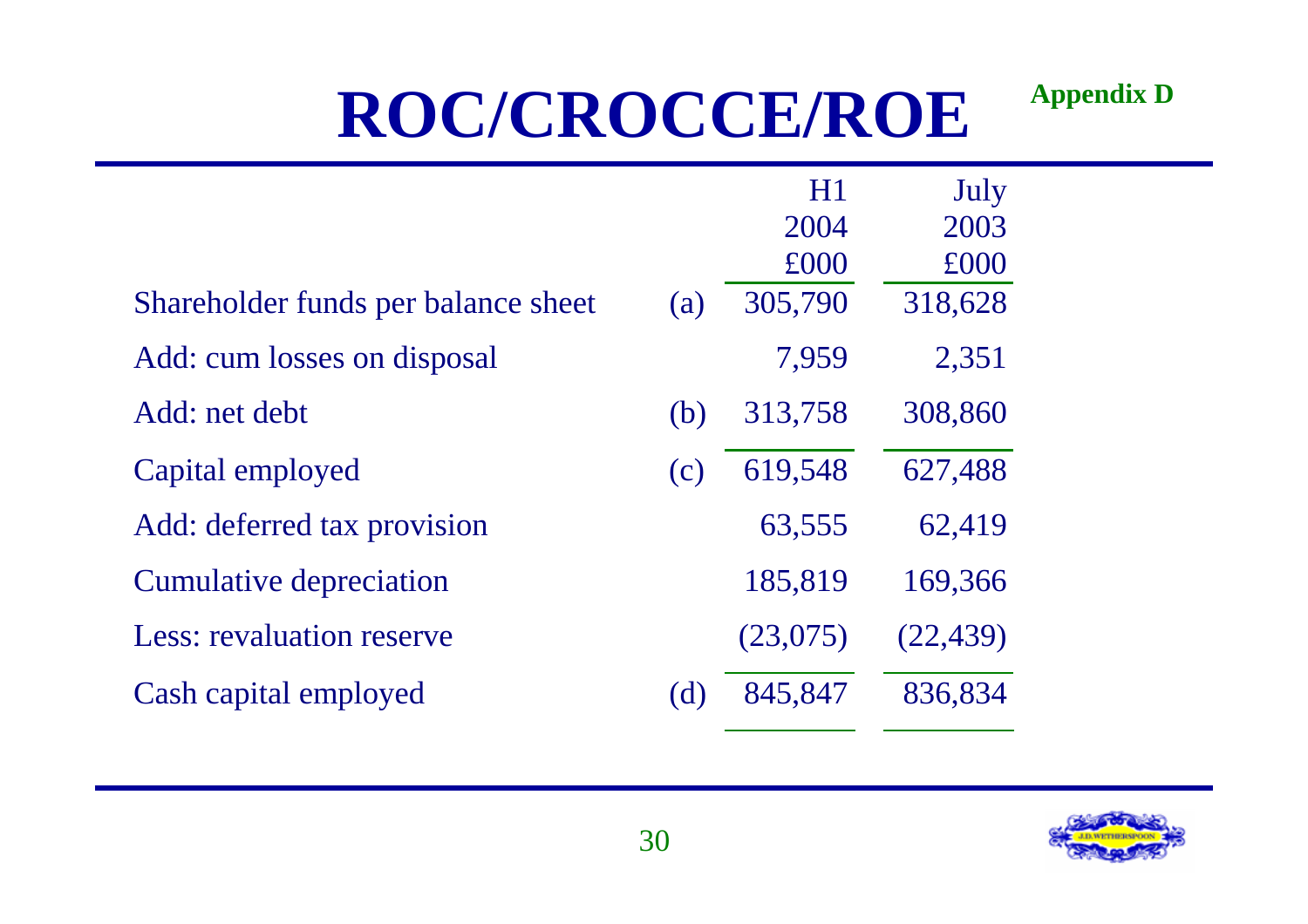# ROC/CROCCE/ROE

**Appendix D**

| | | H1 2004 £000 | July 2003 £000 |
|---|---|---|---|
| Shareholder funds per balance sheet | (a) | 305,790 | 318,628 |
| Add: cum losses on disposal | | 7,959 | 2,351 |
| Add: net debt | (b) | 313,758 | 308,860 |
| Capital employed | (c) | 619,548 | 627,488 |
| Add: deferred tax provision | | 63,555 | 62,419 |
| Cumulative depreciation | | 185,819 | 169,366 |
| Less: revaluation reserve | | (23,075) | (22,439) |
| Cash capital employed | (d) | 845,847 | 836,834 |